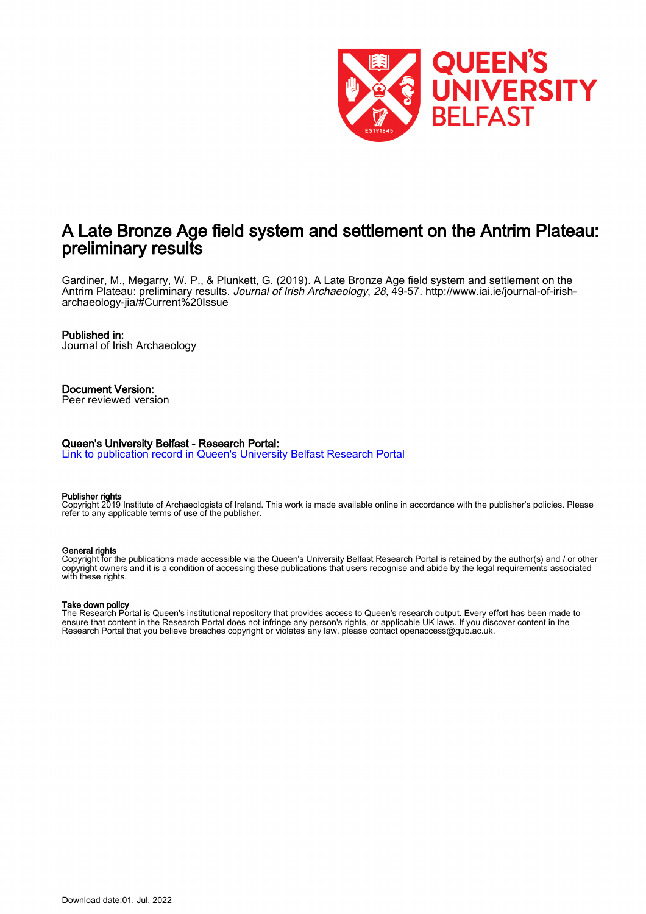# A Late Bronze Age field system and settlement on the Antrim Plateau: preliminary results

Gardiner, M., Megarry, W. P., & Plunkett, G. (2019). A Late Bronze Age field system and settlement on the Antrim Plateau: preliminary results. *Journal of Irish Archaeology*, *28*, 49-57. http://www.iai.ie/journal-of-irish-archaeology-jia/#Current%20Issue

**Published in:**
Journal of Irish Archaeology

**Document Version:**
Peer reviewed version

**Queen's University Belfast - Research Portal:**
Link to publication record in Queen's University Belfast Research Portal

**Publisher rights**
Copyright 2019 Institute of Archaeologists of Ireland. This work is made available online in accordance with the publisher's policies. Please refer to any applicable terms of use of the publisher.

**General rights**
Copyright for the publications made accessible via the Queen's University Belfast Research Portal is retained by the author(s) and / or other copyright owners and it is a condition of accessing these publications that users recognise and abide by the legal requirements associated with these rights.

**Take down policy**
The Research Portal is Queen's institutional repository that provides access to Queen's research output. Every effort has been made to ensure that content in the Research Portal does not infringe any person's rights, or applicable UK laws. If you discover content in the Research Portal that you believe breaches copyright or violates any law, please contact openaccess@qub.ac.uk.

Download date:01. Jul. 2022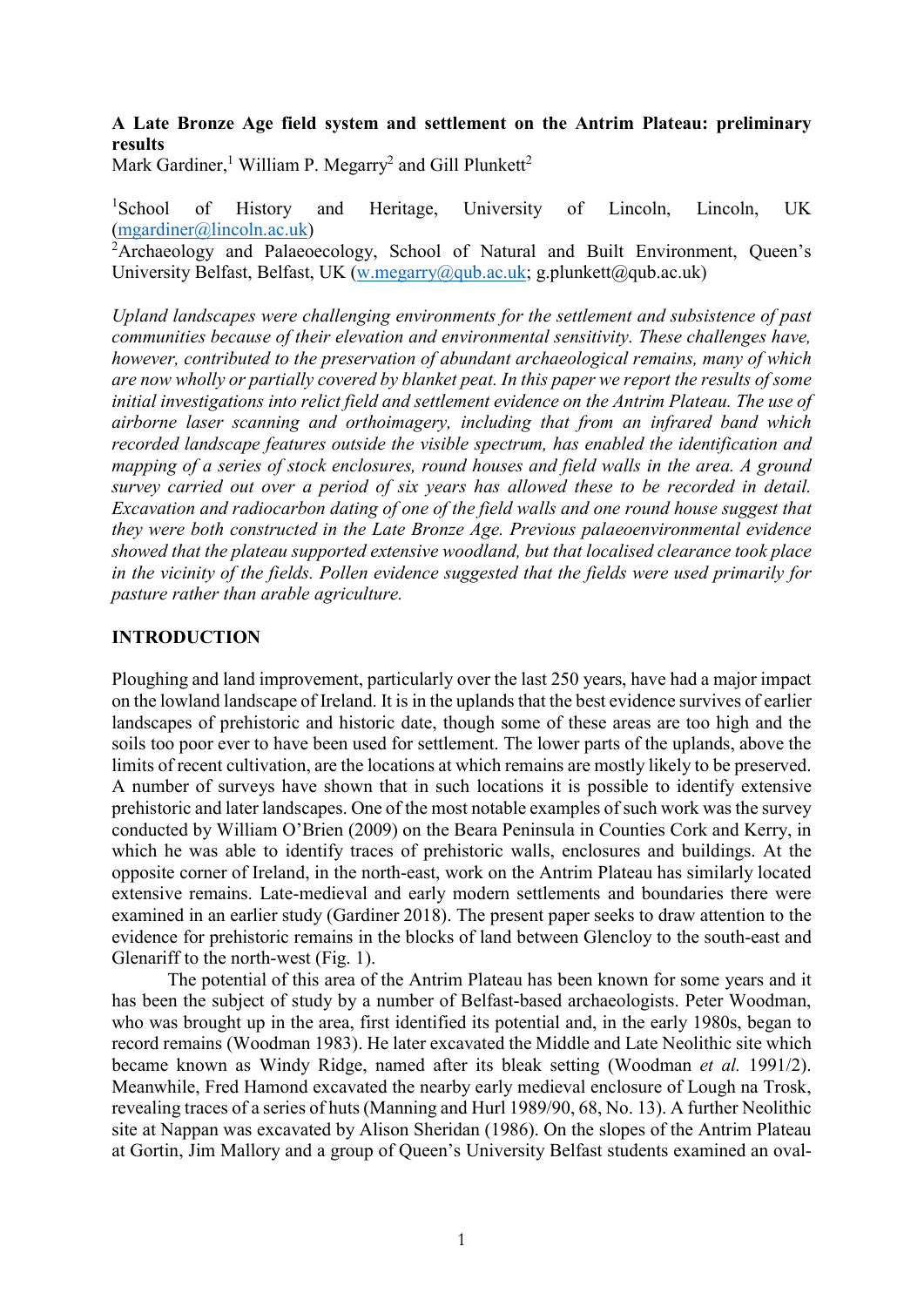**A Late Bronze Age field system and settlement on the Antrim Plateau: preliminary results**

Mark Gardiner,[1] William P. Megarry[2] and Gill Plunkett[2]

[1]School of History and Heritage, University of Lincoln, Lincoln, UK (mgardiner@lincoln.ac.uk)

[2]Archaeology and Palaeoecology, School of Natural and Built Environment, Queen's University Belfast, Belfast, UK (w.megarry@qub.ac.uk; g.plunkett@qub.ac.uk)

*Upland landscapes were challenging environments for the settlement and subsistence of past communities because of their elevation and environmental sensitivity. These challenges have, however, contributed to the preservation of abundant archaeological remains, many of which are now wholly or partially covered by blanket peat. In this paper we report the results of some initial investigations into relict field and settlement evidence on the Antrim Plateau. The use of airborne laser scanning and orthoimagery, including that from an infrared band which recorded landscape features outside the visible spectrum, has enabled the identification and mapping of a series of stock enclosures, round houses and field walls in the area. A ground survey carried out over a period of six years has allowed these to be recorded in detail. Excavation and radiocarbon dating of one of the field walls and one round house suggest that they were both constructed in the Late Bronze Age. Previous palaeoenvironmental evidence showed that the plateau supported extensive woodland, but that localised clearance took place in the vicinity of the fields. Pollen evidence suggested that the fields were used primarily for pasture rather than arable agriculture.*

## INTRODUCTION

Ploughing and land improvement, particularly over the last 250 years, have had a major impact on the lowland landscape of Ireland. It is in the uplands that the best evidence survives of earlier landscapes of prehistoric and historic date, though some of these areas are too high and the soils too poor ever to have been used for settlement. The lower parts of the uplands, above the limits of recent cultivation, are the locations at which remains are mostly likely to be preserved. A number of surveys have shown that in such locations it is possible to identify extensive prehistoric and later landscapes. One of the most notable examples of such work was the survey conducted by William O'Brien (2009) on the Beara Peninsula in Counties Cork and Kerry, in which he was able to identify traces of prehistoric walls, enclosures and buildings. At the opposite corner of Ireland, in the north-east, work on the Antrim Plateau has similarly located extensive remains. Late-medieval and early modern settlements and boundaries there were examined in an earlier study (Gardiner 2018). The present paper seeks to draw attention to the evidence for prehistoric remains in the blocks of land between Glencloy to the south-east and Glenariff to the north-west (Fig. 1).

The potential of this area of the Antrim Plateau has been known for some years and it has been the subject of study by a number of Belfast-based archaeologists. Peter Woodman, who was brought up in the area, first identified its potential and, in the early 1980s, began to record remains (Woodman 1983). He later excavated the Middle and Late Neolithic site which became known as Windy Ridge, named after its bleak setting (Woodman *et al.* 1991/2). Meanwhile, Fred Hamond excavated the nearby early medieval enclosure of Lough na Trosk, revealing traces of a series of huts (Manning and Hurl 1989/90, 68, No. 13). A further Neolithic site at Nappan was excavated by Alison Sheridan (1986). On the slopes of the Antrim Plateau at Gortin, Jim Mallory and a group of Queen's University Belfast students examined an oval-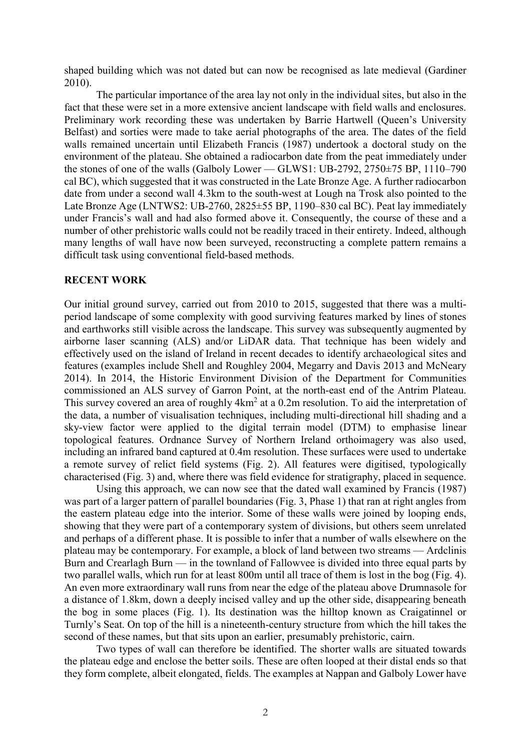shaped building which was not dated but can now be recognised as late medieval (Gardiner 2010).

The particular importance of the area lay not only in the individual sites, but also in the fact that these were set in a more extensive ancient landscape with field walls and enclosures. Preliminary work recording these was undertaken by Barrie Hartwell (Queen's University Belfast) and sorties were made to take aerial photographs of the area. The dates of the field walls remained uncertain until Elizabeth Francis (1987) undertook a doctoral study on the environment of the plateau. She obtained a radiocarbon date from the peat immediately under the stones of one of the walls (Galboly Lower — GLWS1: UB-2792, 2750±75 BP, 1110–790 cal BC), which suggested that it was constructed in the Late Bronze Age. A further radiocarbon date from under a second wall 4.3km to the south-west at Lough na Trosk also pointed to the Late Bronze Age (LNTWS2: UB-2760, 2825±55 BP, 1190–830 cal BC). Peat lay immediately under Francis's wall and had also formed above it. Consequently, the course of these and a number of other prehistoric walls could not be readily traced in their entirety. Indeed, although many lengths of wall have now been surveyed, reconstructing a complete pattern remains a difficult task using conventional field-based methods.

## RECENT WORK

Our initial ground survey, carried out from 2010 to 2015, suggested that there was a multi-period landscape of some complexity with good surviving features marked by lines of stones and earthworks still visible across the landscape. This survey was subsequently augmented by airborne laser scanning (ALS) and/or LiDAR data. That technique has been widely and effectively used on the island of Ireland in recent decades to identify archaeological sites and features (examples include Shell and Roughley 2004, Megarry and Davis 2013 and McNeary 2014). In 2014, the Historic Environment Division of the Department for Communities commissioned an ALS survey of Garron Point, at the north-east end of the Antrim Plateau. This survey covered an area of roughly 4km$^2$ at a 0.2m resolution. To aid the interpretation of the data, a number of visualisation techniques, including multi-directional hill shading and a sky-view factor were applied to the digital terrain model (DTM) to emphasise linear topological features. Ordnance Survey of Northern Ireland orthoimagery was also used, including an infrared band captured at 0.4m resolution. These surfaces were used to undertake a remote survey of relict field systems (Fig. 2). All features were digitised, typologically characterised (Fig. 3) and, where there was field evidence for stratigraphy, placed in sequence.

Using this approach, we can now see that the dated wall examined by Francis (1987) was part of a larger pattern of parallel boundaries (Fig. 3, Phase 1) that ran at right angles from the eastern plateau edge into the interior. Some of these walls were joined by looping ends, showing that they were part of a contemporary system of divisions, but others seem unrelated and perhaps of a different phase. It is possible to infer that a number of walls elsewhere on the plateau may be contemporary. For example, a block of land between two streams — Ardclinis Burn and Crearlagh Burn — in the townland of Fallowvee is divided into three equal parts by two parallel walls, which run for at least 800m until all trace of them is lost in the bog (Fig. 4). An even more extraordinary wall runs from near the edge of the plateau above Drumnasole for a distance of 1.8km, down a deeply incised valley and up the other side, disappearing beneath the bog in some places (Fig. 1). Its destination was the hilltop known as Craigatinnel or Turnly's Seat. On top of the hill is a nineteenth-century structure from which the hill takes the second of these names, but that sits upon an earlier, presumably prehistoric, cairn.

Two types of wall can therefore be identified. The shorter walls are situated towards the plateau edge and enclose the better soils. These are often looped at their distal ends so that they form complete, albeit elongated, fields. The examples at Nappan and Galboly Lower have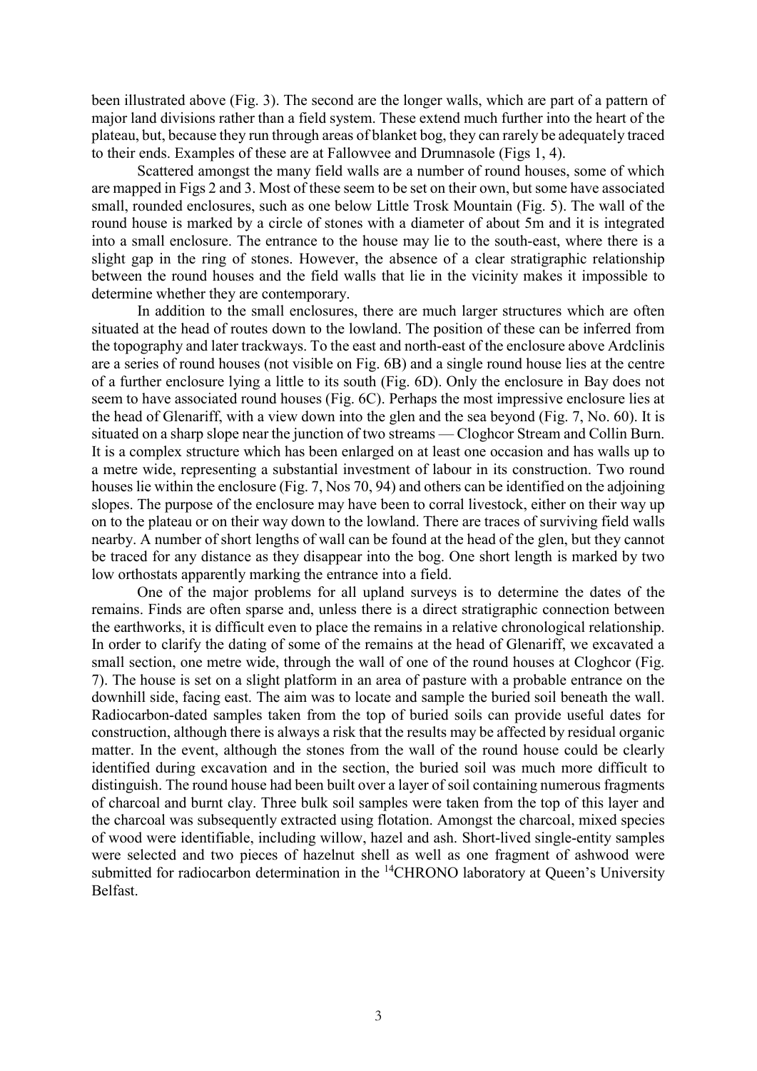been illustrated above (Fig. 3). The second are the longer walls, which are part of a pattern of major land divisions rather than a field system. These extend much further into the heart of the plateau, but, because they run through areas of blanket bog, they can rarely be adequately traced to their ends. Examples of these are at Fallowvee and Drumnasole (Figs 1, 4).

Scattered amongst the many field walls are a number of round houses, some of which are mapped in Figs 2 and 3. Most of these seem to be set on their own, but some have associated small, rounded enclosures, such as one below Little Trosk Mountain (Fig. 5). The wall of the round house is marked by a circle of stones with a diameter of about 5m and it is integrated into a small enclosure. The entrance to the house may lie to the south-east, where there is a slight gap in the ring of stones. However, the absence of a clear stratigraphic relationship between the round houses and the field walls that lie in the vicinity makes it impossible to determine whether they are contemporary.

In addition to the small enclosures, there are much larger structures which are often situated at the head of routes down to the lowland. The position of these can be inferred from the topography and later trackways. To the east and north-east of the enclosure above Ardclinis are a series of round houses (not visible on Fig. 6B) and a single round house lies at the centre of a further enclosure lying a little to its south (Fig. 6D). Only the enclosure in Bay does not seem to have associated round houses (Fig. 6C). Perhaps the most impressive enclosure lies at the head of Glenariff, with a view down into the glen and the sea beyond (Fig. 7, No. 60). It is situated on a sharp slope near the junction of two streams — Cloghcor Stream and Collin Burn. It is a complex structure which has been enlarged on at least one occasion and has walls up to a metre wide, representing a substantial investment of labour in its construction. Two round houses lie within the enclosure (Fig. 7, Nos 70, 94) and others can be identified on the adjoining slopes. The purpose of the enclosure may have been to corral livestock, either on their way up on to the plateau or on their way down to the lowland. There are traces of surviving field walls nearby. A number of short lengths of wall can be found at the head of the glen, but they cannot be traced for any distance as they disappear into the bog. One short length is marked by two low orthostats apparently marking the entrance into a field.

One of the major problems for all upland surveys is to determine the dates of the remains. Finds are often sparse and, unless there is a direct stratigraphic connection between the earthworks, it is difficult even to place the remains in a relative chronological relationship. In order to clarify the dating of some of the remains at the head of Glenariff, we excavated a small section, one metre wide, through the wall of one of the round houses at Cloghcor (Fig. 7). The house is set on a slight platform in an area of pasture with a probable entrance on the downhill side, facing east. The aim was to locate and sample the buried soil beneath the wall. Radiocarbon-dated samples taken from the top of buried soils can provide useful dates for construction, although there is always a risk that the results may be affected by residual organic matter. In the event, although the stones from the wall of the round house could be clearly identified during excavation and in the section, the buried soil was much more difficult to distinguish. The round house had been built over a layer of soil containing numerous fragments of charcoal and burnt clay. Three bulk soil samples were taken from the top of this layer and the charcoal was subsequently extracted using flotation. Amongst the charcoal, mixed species of wood were identifiable, including willow, hazel and ash. Short-lived single-entity samples were selected and two pieces of hazelnut shell as well as one fragment of ashwood were submitted for radiocarbon determination in the $^{14}$CHRONO laboratory at Queen's University Belfast.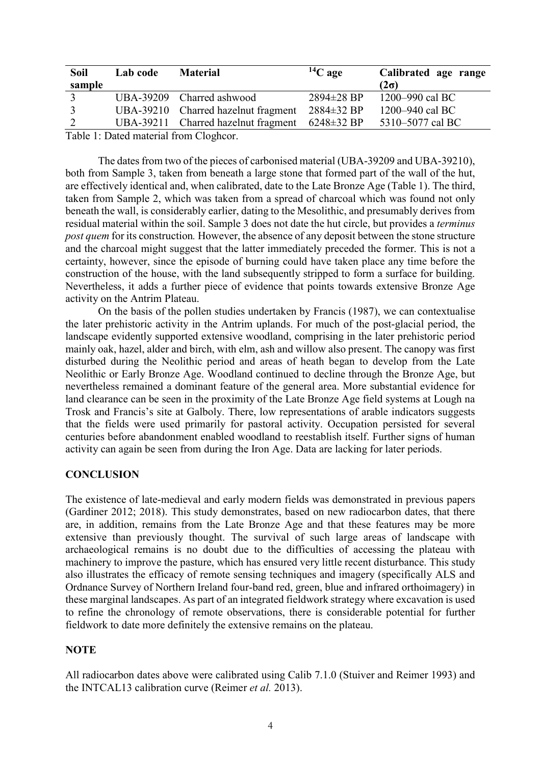| Soil sample | Lab code | Material | $^{14}C$ age | Calibrated age range (2σ) |
|---|---|---|---|---|
| 3 | UBA-39209 | Charred ashwood | 2894±28 BP | 1200–990 cal BC |
| 3 | UBA-39210 | Charred hazelnut fragment | 2884±32 BP | 1200–940 cal BC |
| 2 | UBA-39211 | Charred hazelnut fragment | 6248±32 BP | 5310–5077 cal BC |

Table 1: Dated material from Cloghcor.

The dates from two of the pieces of carbonised material (UBA-39209 and UBA-39210), both from Sample 3, taken from beneath a large stone that formed part of the wall of the hut, are effectively identical and, when calibrated, date to the Late Bronze Age (Table 1). The third, taken from Sample 2, which was taken from a spread of charcoal which was found not only beneath the wall, is considerably earlier, dating to the Mesolithic, and presumably derives from residual material within the soil. Sample 3 does not date the hut circle, but provides a *terminus post quem* for its construction. However, the absence of any deposit between the stone structure and the charcoal might suggest that the latter immediately preceded the former. This is not a certainty, however, since the episode of burning could have taken place any time before the construction of the house, with the land subsequently stripped to form a surface for building. Nevertheless, it adds a further piece of evidence that points towards extensive Bronze Age activity on the Antrim Plateau.

On the basis of the pollen studies undertaken by Francis (1987), we can contextualise the later prehistoric activity in the Antrim uplands. For much of the post-glacial period, the landscape evidently supported extensive woodland, comprising in the later prehistoric period mainly oak, hazel, alder and birch, with elm, ash and willow also present. The canopy was first disturbed during the Neolithic period and areas of heath began to develop from the Late Neolithic or Early Bronze Age. Woodland continued to decline through the Bronze Age, but nevertheless remained a dominant feature of the general area. More substantial evidence for land clearance can be seen in the proximity of the Late Bronze Age field systems at Lough na Trosk and Francis's site at Galboly. There, low representations of arable indicators suggests that the fields were used primarily for pastoral activity. Occupation persisted for several centuries before abandonment enabled woodland to reestablish itself. Further signs of human activity can again be seen from during the Iron Age. Data are lacking for later periods.

## CONCLUSION

The existence of late-medieval and early modern fields was demonstrated in previous papers (Gardiner 2012; 2018). This study demonstrates, based on new radiocarbon dates, that there are, in addition, remains from the Late Bronze Age and that these features may be more extensive than previously thought. The survival of such large areas of landscape with archaeological remains is no doubt due to the difficulties of accessing the plateau with machinery to improve the pasture, which has ensured very little recent disturbance. This study also illustrates the efficacy of remote sensing techniques and imagery (specifically ALS and Ordnance Survey of Northern Ireland four-band red, green, blue and infrared orthoimagery) in these marginal landscapes. As part of an integrated fieldwork strategy where excavation is used to refine the chronology of remote observations, there is considerable potential for further fieldwork to date more definitely the extensive remains on the plateau.

## NOTE

All radiocarbon dates above were calibrated using Calib 7.1.0 (Stuiver and Reimer 1993) and the INTCAL13 calibration curve (Reimer *et al.* 2013).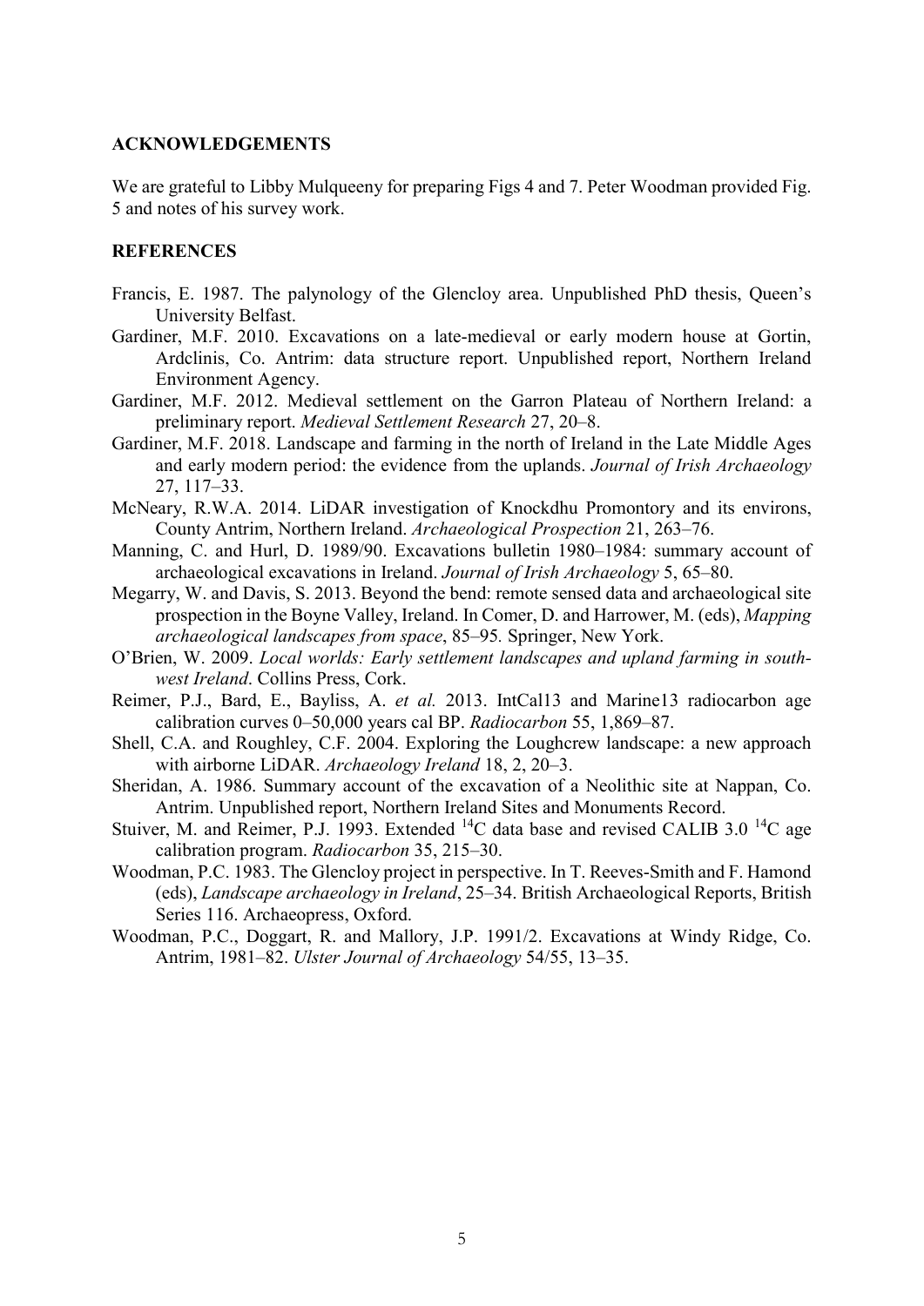## ACKNOWLEDGEMENTS

We are grateful to Libby Mulqueeny for preparing Figs 4 and 7. Peter Woodman provided Fig. 5 and notes of his survey work.

## REFERENCES

Francis, E. 1987. The palynology of the Glencloy area. Unpublished PhD thesis, Queen's University Belfast.

Gardiner, M.F. 2010. Excavations on a late-medieval or early modern house at Gortin, Ardclinis, Co. Antrim: data structure report. Unpublished report, Northern Ireland Environment Agency.

Gardiner, M.F. 2012. Medieval settlement on the Garron Plateau of Northern Ireland: a preliminary report. *Medieval Settlement Research* 27, 20–8.

Gardiner, M.F. 2018. Landscape and farming in the north of Ireland in the Late Middle Ages and early modern period: the evidence from the uplands. *Journal of Irish Archaeology* 27, 117–33.

McNeary, R.W.A. 2014. LiDAR investigation of Knockdhu Promontory and its environs, County Antrim, Northern Ireland. *Archaeological Prospection* 21, 263–76.

Manning, C. and Hurl, D. 1989/90. Excavations bulletin 1980–1984: summary account of archaeological excavations in Ireland. *Journal of Irish Archaeology* 5, 65–80.

Megarry, W. and Davis, S. 2013. Beyond the bend: remote sensed data and archaeological site prospection in the Boyne Valley, Ireland. In Comer, D. and Harrower, M. (eds), *Mapping archaeological landscapes from space*, 85–95. Springer, New York.

O'Brien, W. 2009. *Local worlds: Early settlement landscapes and upland farming in south-west Ireland*. Collins Press, Cork.

Reimer, P.J., Bard, E., Bayliss, A. *et al.* 2013. IntCal13 and Marine13 radiocarbon age calibration curves 0–50,000 years cal BP. *Radiocarbon* 55, 1,869–87.

Shell, C.A. and Roughley, C.F. 2004. Exploring the Loughcrew landscape: a new approach with airborne LiDAR. *Archaeology Ireland* 18, 2, 20–3.

Sheridan, A. 1986. Summary account of the excavation of a Neolithic site at Nappan, Co. Antrim. Unpublished report, Northern Ireland Sites and Monuments Record.

Stuiver, M. and Reimer, P.J. 1993. Extended $^{14}$C data base and revised CALIB 3.0 $^{14}$C age calibration program. *Radiocarbon* 35, 215–30.

Woodman, P.C. 1983. The Glencloy project in perspective. In T. Reeves-Smith and F. Hamond (eds), *Landscape archaeology in Ireland*, 25–34. British Archaeological Reports, British Series 116. Archaeopress, Oxford.

Woodman, P.C., Doggart, R. and Mallory, J.P. 1991/2. Excavations at Windy Ridge, Co. Antrim, 1981–82. *Ulster Journal of Archaeology* 54/55, 13–35.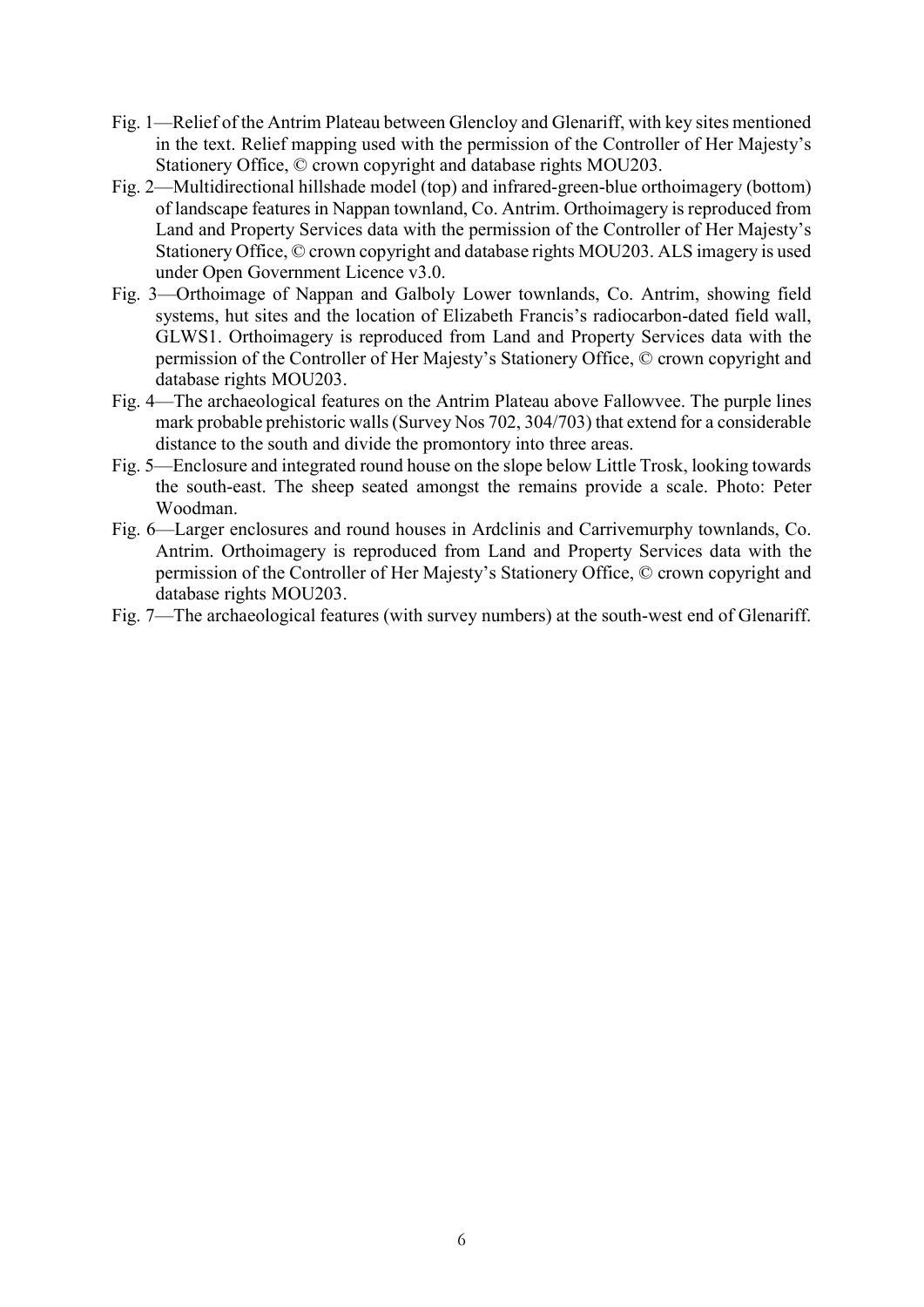Fig. 1—Relief of the Antrim Plateau between Glencloy and Glenariff, with key sites mentioned in the text. Relief mapping used with the permission of the Controller of Her Majesty's Stationery Office, © crown copyright and database rights MOU203.

Fig. 2—Multidirectional hillshade model (top) and infrared-green-blue orthoimagery (bottom) of landscape features in Nappan townland, Co. Antrim. Orthoimagery is reproduced from Land and Property Services data with the permission of the Controller of Her Majesty's Stationery Office, © crown copyright and database rights MOU203. ALS imagery is used under Open Government Licence v3.0.

Fig. 3—Orthoimage of Nappan and Galboly Lower townlands, Co. Antrim, showing field systems, hut sites and the location of Elizabeth Francis's radiocarbon-dated field wall, GLWS1. Orthoimagery is reproduced from Land and Property Services data with the permission of the Controller of Her Majesty's Stationery Office, © crown copyright and database rights MOU203.

Fig. 4—The archaeological features on the Antrim Plateau above Fallowvee. The purple lines mark probable prehistoric walls (Survey Nos 702, 304/703) that extend for a considerable distance to the south and divide the promontory into three areas.

Fig. 5—Enclosure and integrated round house on the slope below Little Trosk, looking towards the south-east. The sheep seated amongst the remains provide a scale. Photo: Peter Woodman.

Fig. 6—Larger enclosures and round houses in Ardclinis and Carrivemurphy townlands, Co. Antrim. Orthoimagery is reproduced from Land and Property Services data with the permission of the Controller of Her Majesty's Stationery Office, © crown copyright and database rights MOU203.

Fig. 7—The archaeological features (with survey numbers) at the south-west end of Glenariff.